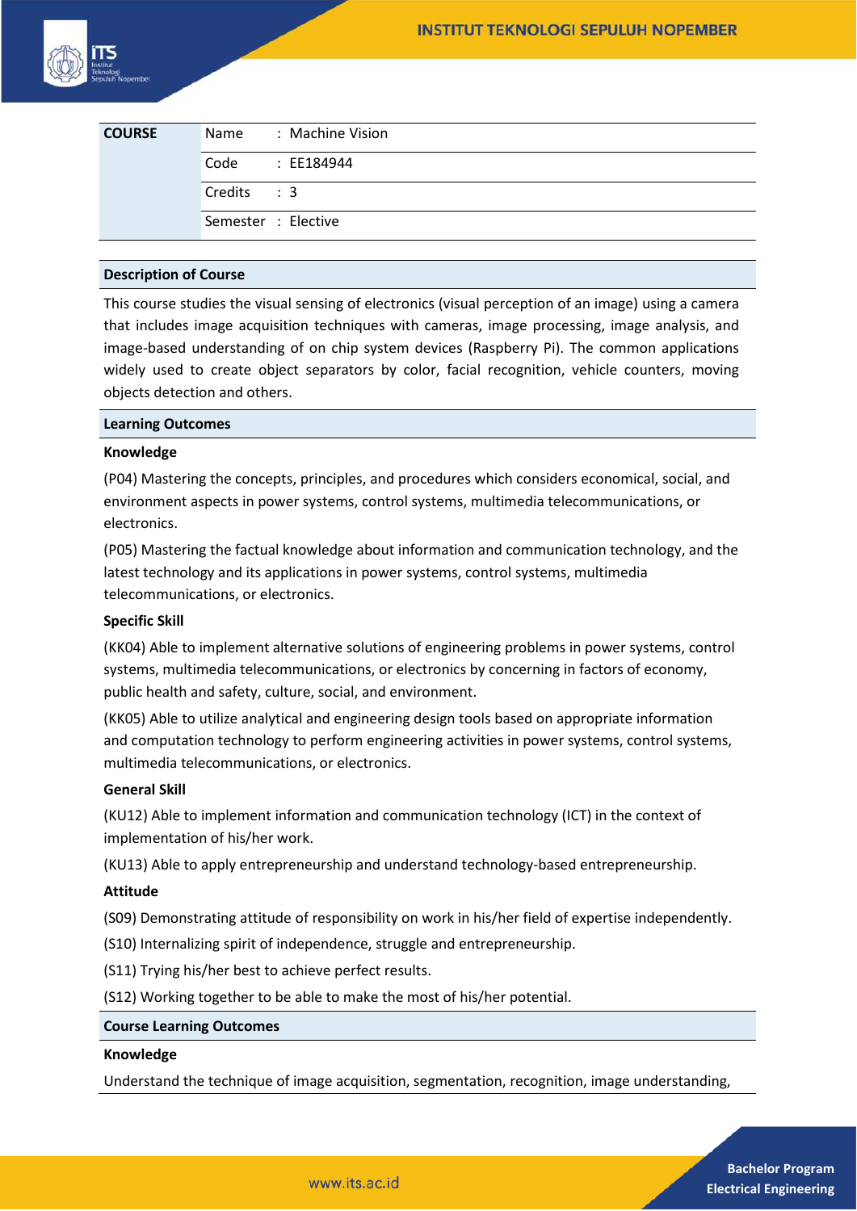| COURSE | | |
|---|---|---|
| | Name | : Machine Vision |
| | Code | : EE184944 |
| | Credits | : 3 |
| | Semester | : Elective |

## Description of Course

This course studies the visual sensing of electronics (visual perception of an image) using a camera that includes image acquisition techniques with cameras, image processing, image analysis, and image-based understanding of on chip system devices (Raspberry Pi). The common applications widely used to create object separators by color, facial recognition, vehicle counters, moving objects detection and others.

## Learning Outcomes

### Knowledge

(P04) Mastering the concepts, principles, and procedures which considers economical, social, and environment aspects in power systems, control systems, multimedia telecommunications, or electronics.

(P05) Mastering the factual knowledge about information and communication technology, and the latest technology and its applications in power systems, control systems, multimedia telecommunications, or electronics.

### Specific Skill

(KK04) Able to implement alternative solutions of engineering problems in power systems, control systems, multimedia telecommunications, or electronics by concerning in factors of economy, public health and safety, culture, social, and environment.

(KK05) Able to utilize analytical and engineering design tools based on appropriate information and computation technology to perform engineering activities in power systems, control systems, multimedia telecommunications, or electronics.

### General Skill

(KU12) Able to implement information and communication technology (ICT) in the context of implementation of his/her work.

(KU13) Able to apply entrepreneurship and understand technology-based entrepreneurship.

### Attitude

(S09) Demonstrating attitude of responsibility on work in his/her field of expertise independently.

(S10) Internalizing spirit of independence, struggle and entrepreneurship.

(S11) Trying his/her best to achieve perfect results.

(S12) Working together to be able to make the most of his/her potential.

## Course Learning Outcomes

### Knowledge

Understand the technique of image acquisition, segmentation, recognition, image understanding,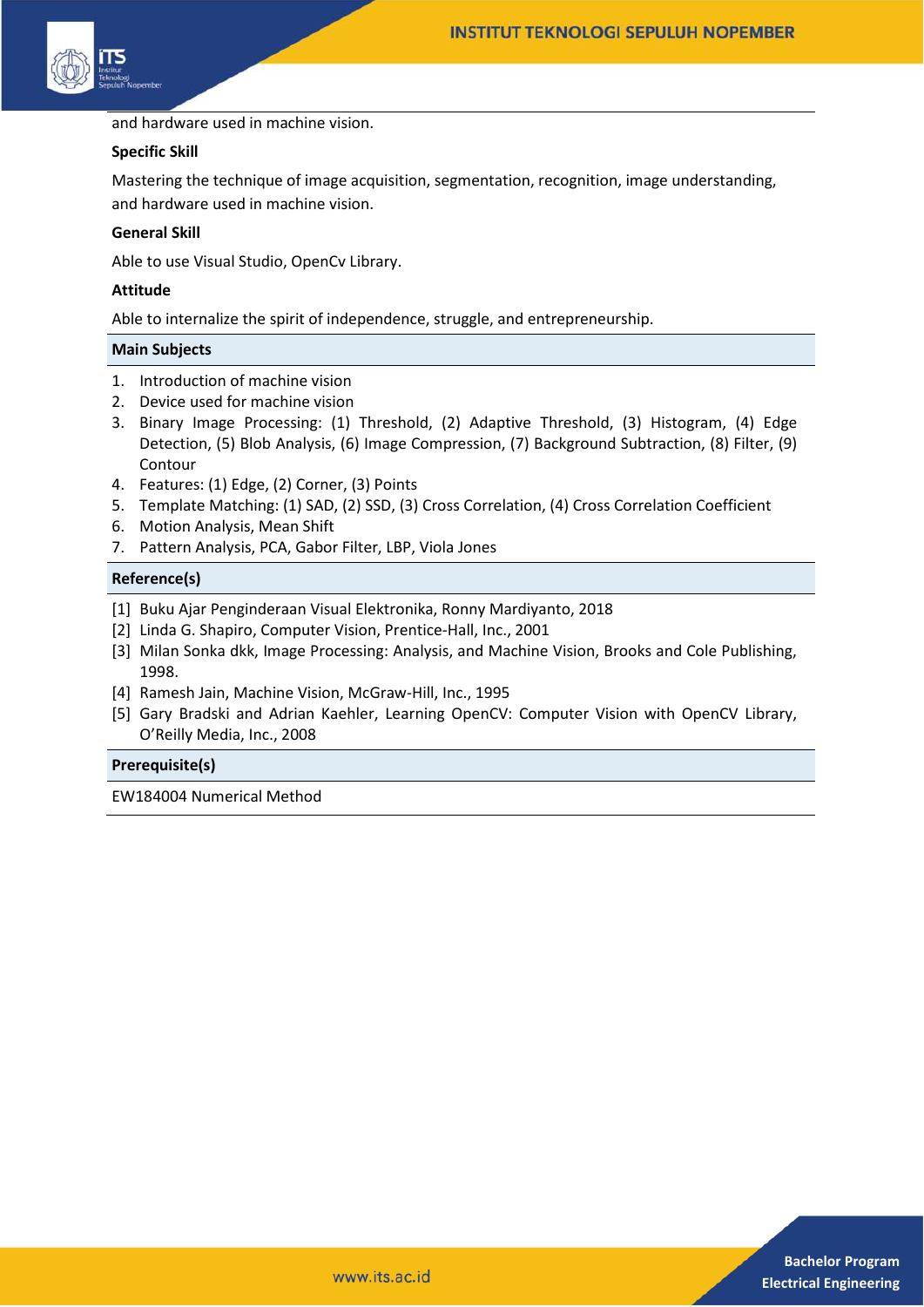and hardware used in machine vision.

**Specific Skill**

Mastering the technique of image acquisition, segmentation, recognition, image understanding, and hardware used in machine vision.

**General Skill**

Able to use Visual Studio, OpenCv Library.

**Attitude**

Able to internalize the spirit of independence, struggle, and entrepreneurship.

**Main Subjects**

1. Introduction of machine vision
2. Device used for machine vision
3. Binary Image Processing: (1) Threshold, (2) Adaptive Threshold, (3) Histogram, (4) Edge Detection, (5) Blob Analysis, (6) Image Compression, (7) Background Subtraction, (8) Filter, (9) Contour
4. Features: (1) Edge, (2) Corner, (3) Points
5. Template Matching: (1) SAD, (2) SSD, (3) Cross Correlation, (4) Cross Correlation Coefficient
6. Motion Analysis, Mean Shift
7. Pattern Analysis, PCA, Gabor Filter, LBP, Viola Jones

**Reference(s)**

[1] Buku Ajar Penginderaan Visual Elektronika, Ronny Mardiyanto, 2018
[2] Linda G. Shapiro, Computer Vision, Prentice-Hall, Inc., 2001
[3] Milan Sonka dkk, Image Processing: Analysis, and Machine Vision, Brooks and Cole Publishing, 1998.
[4] Ramesh Jain, Machine Vision, McGraw-Hill, Inc., 1995
[5] Gary Bradski and Adrian Kaehler, Learning OpenCV: Computer Vision with OpenCV Library, O'Reilly Media, Inc., 2008

**Prerequisite(s)**

EW184004 Numerical Method